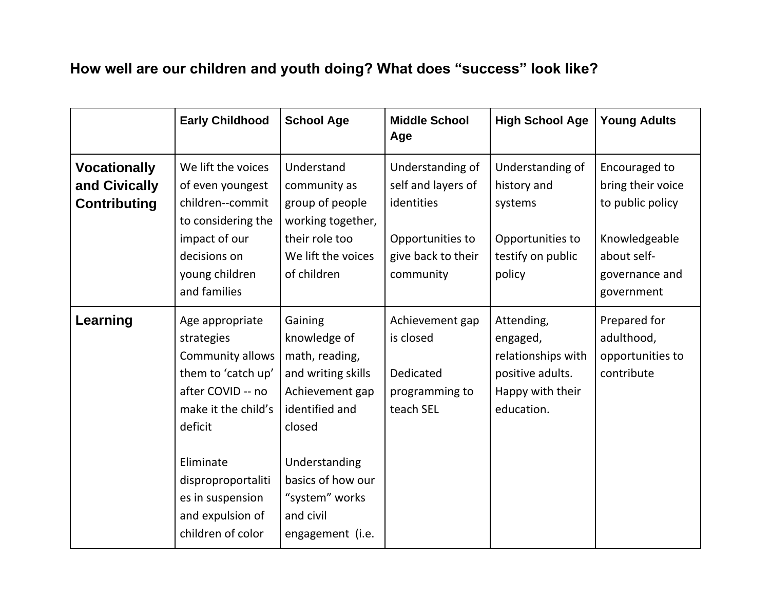### How well are our children and youth doing? What does "success" look like?

| | **Early Childhood** | **School Age** | **Middle School Age** | **High School Age** | **Young Adults** |
|---|---|---|---|---|---|
| **Vocationally and Civically Contributing** | We lift the voices of even youngest children--commit to considering the impact of our decisions on young children and families | Understand community as group of people working together, their role too<br>We lift the voices of children | Understanding of self and layers of identities<br><br>Opportunities to give back to their community | Understanding of history and systems<br><br>Opportunities to testify on public policy | Encouraged to bring their voice to public policy<br><br>Knowledgeable about self-governance and government |
| **Learning** | Age appropriate strategies<br>Community allows them to 'catch up' after COVID -- no make it the child's deficit<br><br>Eliminate disproproportalities in suspension and expulsion of children of color | Gaining knowledge of math, reading, and writing skills<br>Achievement gap identified and closed<br><br>Understanding basics of how our "system" works and civil engagement (i.e. | Achievement gap is closed<br><br>Dedicated programming to teach SEL | Attending, engaged, relationships with positive adults. Happy with their education. | Prepared for adulthood, opportunities to contribute |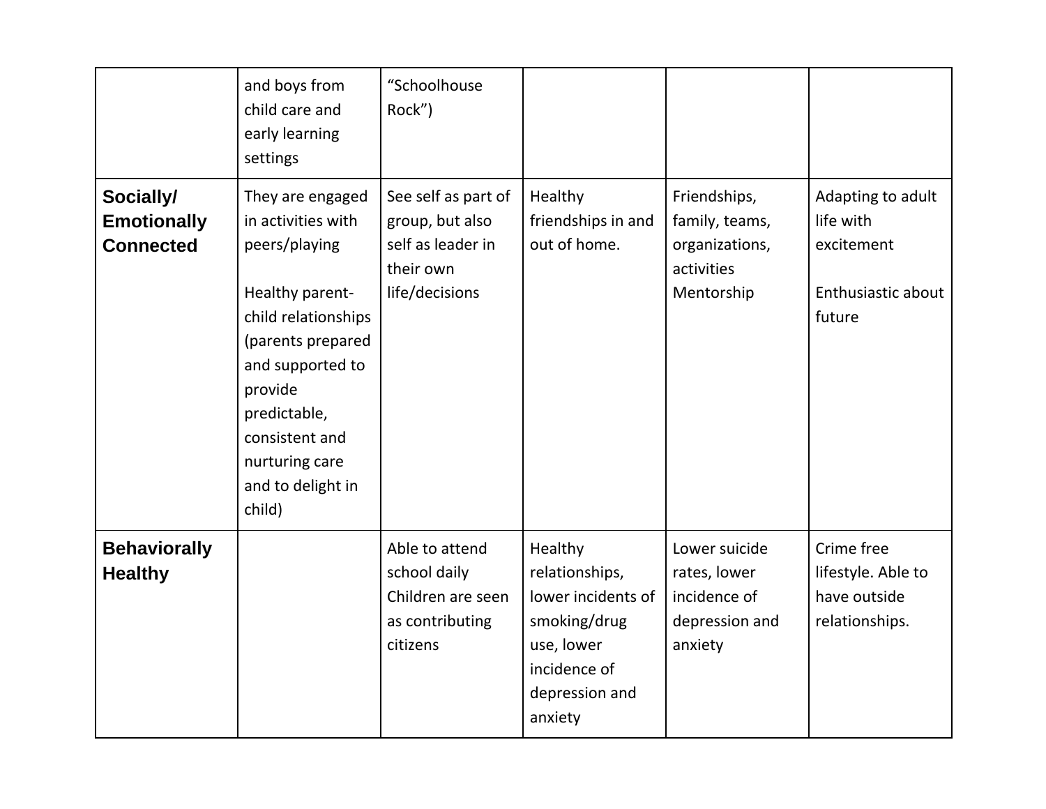| | | | | | |
|---|---|---|---|---|---|
| | and boys from child care and early learning settings | "Schoolhouse Rock") | | | |
| **Socially/ Emotionally Connected** | They are engaged in activities with peers/playing<br><br>Healthy parent-child relationships (parents prepared and supported to provide predictable, consistent and nurturing care and to delight in child) | See self as part of group, but also self as leader in their own life/decisions | Healthy friendships in and out of home. | Friendships, family, teams, organizations, activities Mentorship | Adapting to adult life with excitement<br><br>Enthusiastic about future |
| **Behaviorally Healthy** | | Able to attend school daily Children are seen as contributing citizens | Healthy relationships, lower incidents of smoking/drug use, lower incidence of depression and anxiety | Lower suicide rates, lower incidence of depression and anxiety | Crime free lifestyle. Able to have outside relationships. |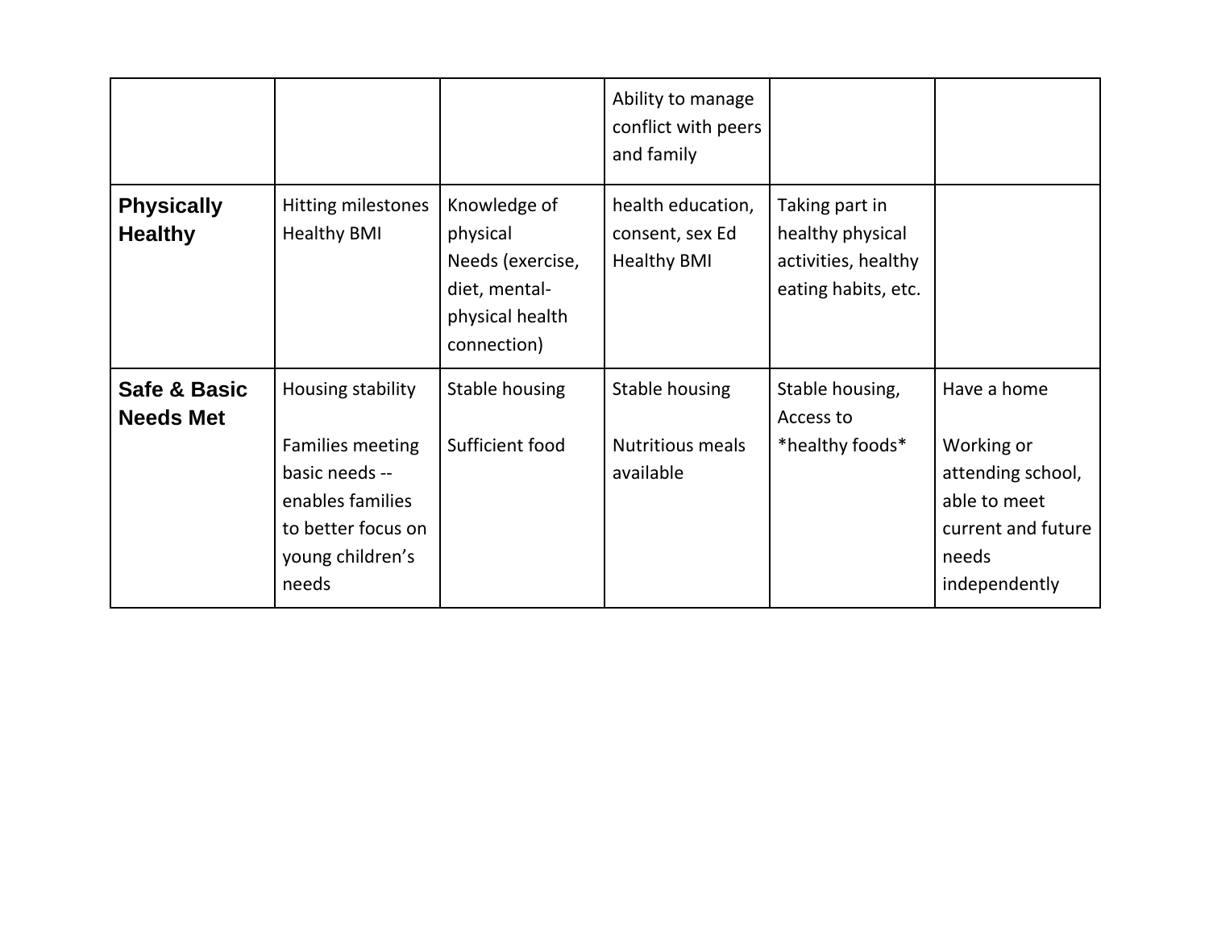| | | | | | |
|---|---|---|---|---|---|
| | | | Ability to manage conflict with peers and family | | |
| **Physically Healthy** | Hitting milestones Healthy BMI | Knowledge of physical Needs (exercise, diet, mental-physical health connection) | health education, consent, sex Ed Healthy BMI | Taking part in healthy physical activities, healthy eating habits, etc. | |
| **Safe & Basic Needs Met** | Housing stability<br><br>Families meeting basic needs -- enables families to better focus on young children's needs | Stable housing<br><br>Sufficient food | Stable housing<br><br>Nutritious meals available | Stable housing, Access to *healthy foods* | Have a home<br><br>Working or attending school, able to meet current and future needs independently |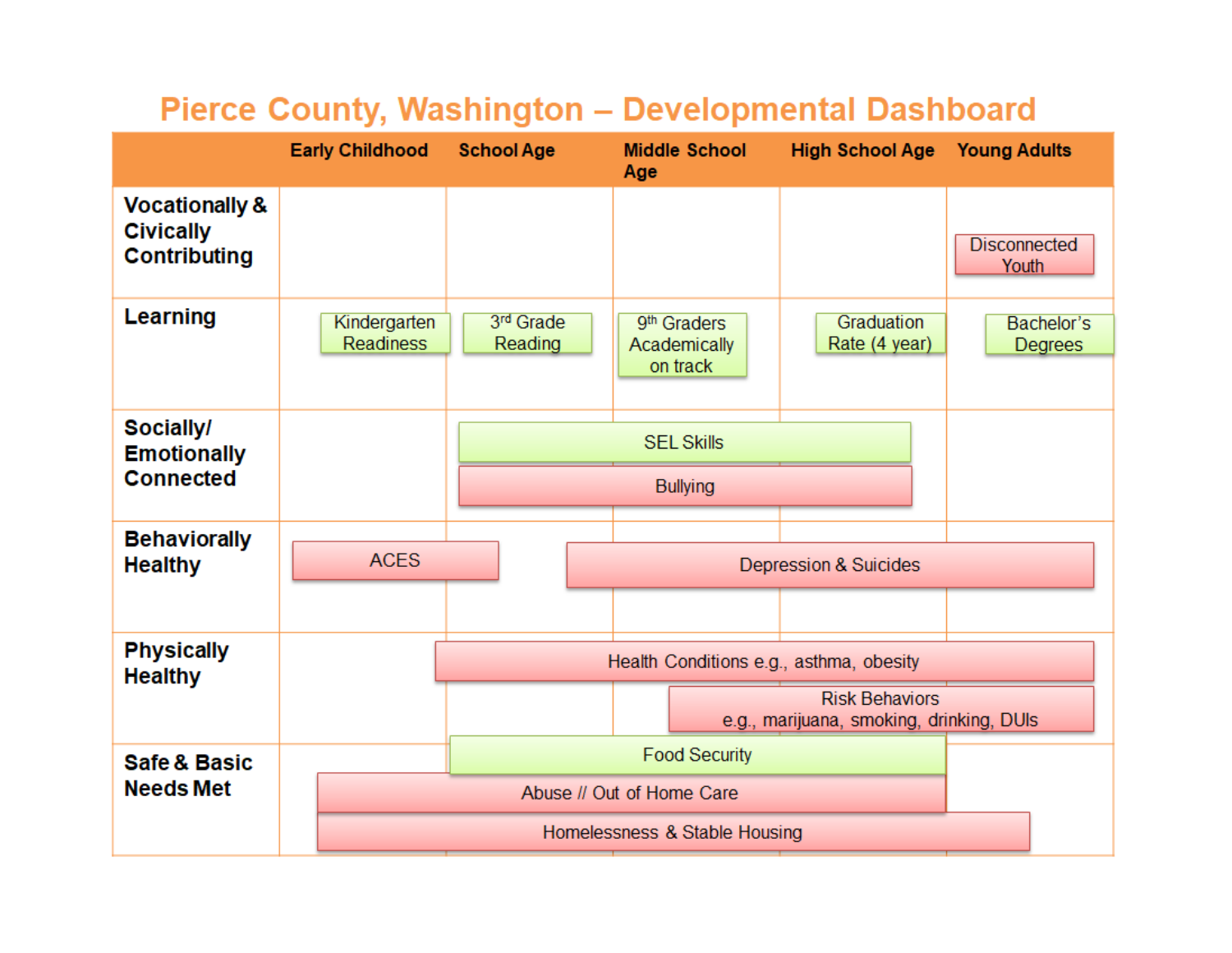# Pierce County, Washington – Developmental Dashboard

| | Early Childhood | School Age | Middle School Age | High School Age | Young Adults |
|---|---|---|---|---|---|
| **Vocationally & Civically Contributing** | | | | | Disconnected Youth |
| **Learning** | Kindergarten Readiness | 3rd Grade Reading | 9th Graders Academically on track | Graduation Rate (4 year) | Bachelor's Degrees |
| **Socially/ Emotionally Connected** | | SEL Skills | SEL Skills | SEL Skills | |
| | | Bullying | Bullying | Bullying | |
| **Behaviorally Healthy** | ACES | | Depression & Suicides | Depression & Suicides | Depression & Suicides |
| **Physically Healthy** | | Health Conditions e.g., asthma, obesity | Health Conditions e.g., asthma, obesity | Health Conditions e.g., asthma, obesity | Health Conditions e.g., asthma, obesity |
| | | | Risk Behaviors e.g., marijuana, smoking, drinking, DUIs | Risk Behaviors e.g., marijuana, smoking, drinking, DUIs | Risk Behaviors e.g., marijuana, smoking, drinking, DUIs |
| **Safe & Basic Needs Met** | | Food Security | Food Security | Food Security | |
| | Abuse // Out of Home Care | Abuse // Out of Home Care | Abuse // Out of Home Care | Abuse // Out of Home Care | |
| | Homelessness & Stable Housing | Homelessness & Stable Housing | Homelessness & Stable Housing | Homelessness & Stable Housing | Homelessness & Stable Housing |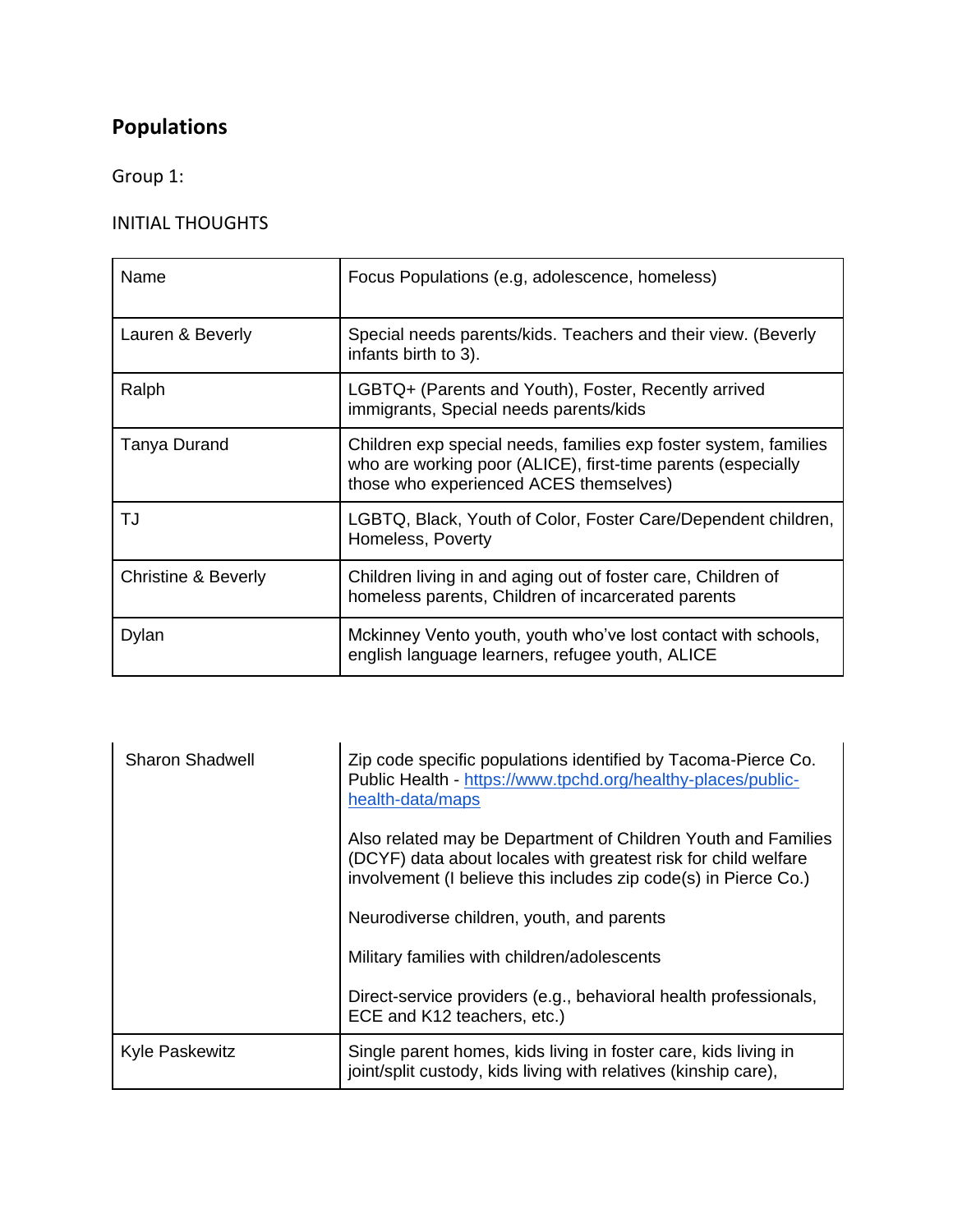# Populations

Group 1:

INITIAL THOUGHTS

| Name | Focus Populations (e.g, adolescence, homeless) |
| --- | --- |
| Lauren & Beverly | Special needs parents/kids. Teachers and their view. (Beverly infants birth to 3). |
| Ralph | LGBTQ+ (Parents and Youth), Foster, Recently arrived immigrants, Special needs parents/kids |
| Tanya Durand | Children exp special needs, families exp foster system, families who are working poor (ALICE), first-time parents (especially those who experienced ACES themselves) |
| TJ | LGBTQ, Black, Youth of Color, Foster Care/Dependent children, Homeless, Poverty |
| Christine & Beverly | Children living in and aging out of foster care, Children of homeless parents, Children of incarcerated parents |
| Dylan | Mckinney Vento youth, youth who've lost contact with schools, english language learners, refugee youth, ALICE |
| Sharon Shadwell | Zip code specific populations identified by Tacoma-Pierce Co. Public Health - [https://www.tpchd.org/healthy-places/public-health-data/maps](https://www.tpchd.org/healthy-places/public-health-data/maps)<br><br>Also related may be Department of Children Youth and Families (DCYF) data about locales with greatest risk for child welfare involvement (I believe this includes zip code(s) in Pierce Co.)<br><br>Neurodiverse children, youth, and parents<br><br>Military families with children/adolescents<br><br>Direct-service providers (e.g., behavioral health professionals, ECE and K12 teachers, etc.) |
| Kyle Paskewitz | Single parent homes, kids living in foster care, kids living in joint/split custody, kids living with relatives (kinship care), |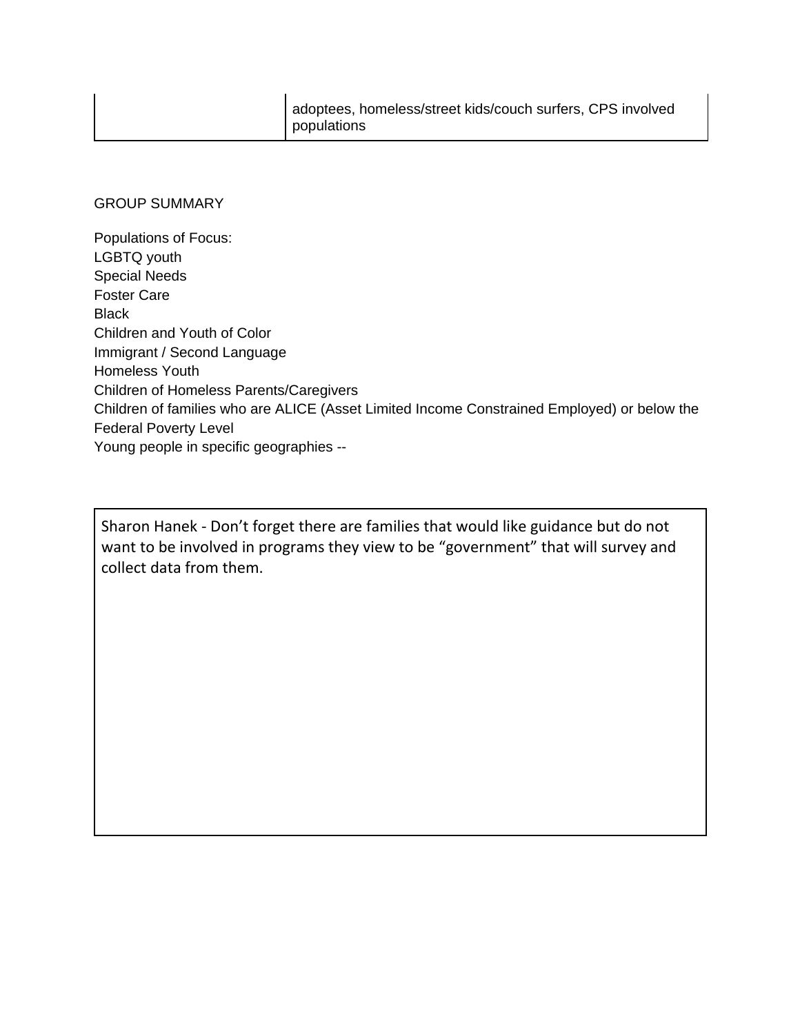| | |
|---|---|
| | adoptees, homeless/street kids/couch surfers, CPS involved populations |

GROUP SUMMARY

Populations of Focus:
LGBTQ youth
Special Needs
Foster Care
Black
Children and Youth of Color
Immigrant / Second Language
Homeless Youth
Children of Homeless Parents/Caregivers
Children of families who are ALICE (Asset Limited Income Constrained Employed) or below the Federal Poverty Level
Young people in specific geographies --

> Sharon Hanek - Don't forget there are families that would like guidance but do not want to be involved in programs they view to be "government" that will survey and collect data from them.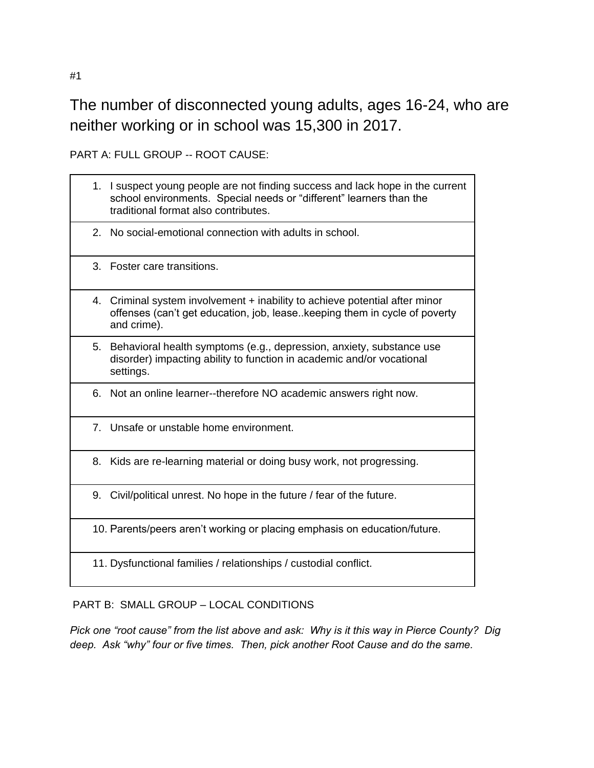#1

## The number of disconnected young adults, ages 16-24, who are neither working or in school was 15,300 in 2017.

PART A: FULL GROUP -- ROOT CAUSE:

| |
|---|
| 1. I suspect young people are not finding success and lack hope in the current school environments. Special needs or “different” learners than the traditional format also contributes. |
| 2. No social-emotional connection with adults in school. |
| 3. Foster care transitions. |
| 4. Criminal system involvement + inability to achieve potential after minor offenses (can’t get education, job, lease..keeping them in cycle of poverty and crime). |
| 5. Behavioral health symptoms (e.g., depression, anxiety, substance use disorder) impacting ability to function in academic and/or vocational settings. |
| 6. Not an online learner--therefore NO academic answers right now. |
| 7. Unsafe or unstable home environment. |
| 8. Kids are re-learning material or doing busy work, not progressing. |
| 9. Civil/political unrest. No hope in the future / fear of the future. |
| 10. Parents/peers aren’t working or placing emphasis on education/future. |
| 11. Dysfunctional families / relationships / custodial conflict. |

PART B: SMALL GROUP – LOCAL CONDITIONS

*Pick one “root cause” from the list above and ask: Why is it this way in Pierce County? Dig deep. Ask “why” four or five times. Then, pick another Root Cause and do the same.*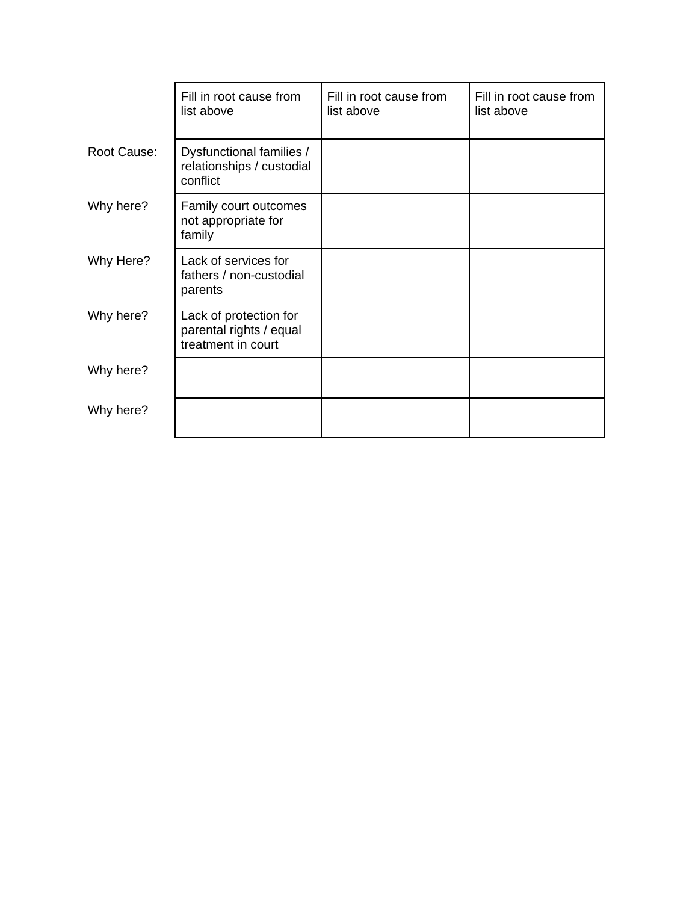| | Fill in root cause from list above | Fill in root cause from list above | Fill in root cause from list above |
|---|---|---|---|
| Root Cause: | Dysfunctional families / relationships / custodial conflict | | |
| Why here? | Family court outcomes not appropriate for family | | |
| Why Here? | Lack of services for fathers / non-custodial parents | | |
| Why here? | Lack of protection for parental rights / equal treatment in court | | |
| Why here? | | | |
| Why here? | | | |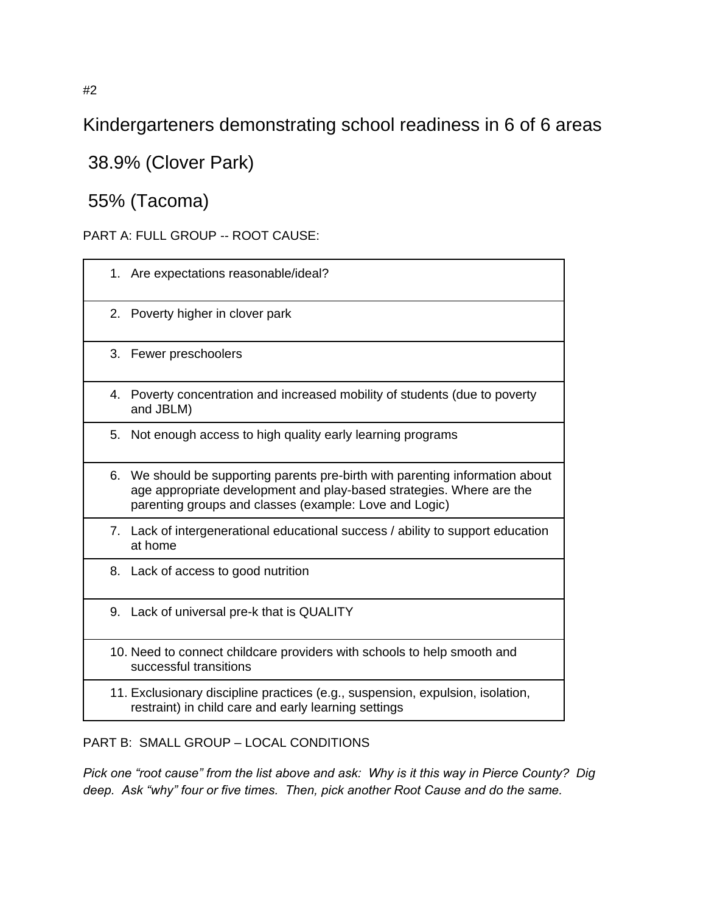#2

## Kindergarteners demonstrating school readiness in 6 of 6 areas

## 38.9% (Clover Park)

## 55% (Tacoma)

PART A: FULL GROUP -- ROOT CAUSE:

1. Are expectations reasonable/ideal?
2. Poverty higher in clover park
3. Fewer preschoolers
4. Poverty concentration and increased mobility of students (due to poverty and JBLM)
5. Not enough access to high quality early learning programs
6. We should be supporting parents pre-birth with parenting information about age appropriate development and play-based strategies. Where are the parenting groups and classes (example: Love and Logic)
7. Lack of intergenerational educational success / ability to support education at home
8. Lack of access to good nutrition
9. Lack of universal pre-k that is QUALITY
10. Need to connect childcare providers with schools to help smooth and successful transitions
11. Exclusionary discipline practices (e.g., suspension, expulsion, isolation, restraint) in child care and early learning settings

PART B: SMALL GROUP – LOCAL CONDITIONS

*Pick one "root cause" from the list above and ask: Why is it this way in Pierce County? Dig deep. Ask "why" four or five times. Then, pick another Root Cause and do the same.*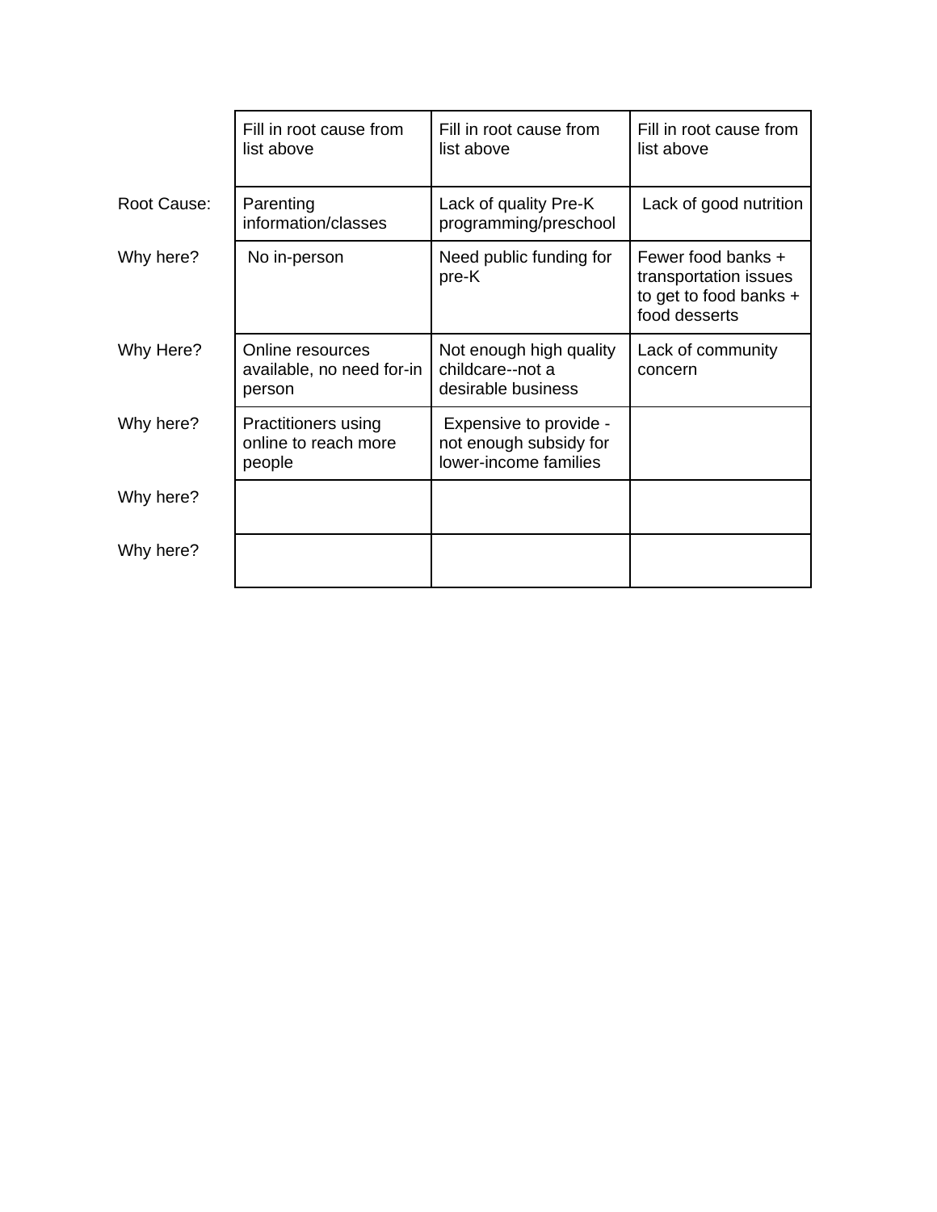| | Fill in root cause from list above | Fill in root cause from list above | Fill in root cause from list above |
|---|---|---|---|
| Root Cause: | Parenting information/classes | Lack of quality Pre-K programming/preschool | Lack of good nutrition |
| Why here? | No in-person | Need public funding for pre-K | Fewer food banks + transportation issues to get to food banks + food desserts |
| Why Here? | Online resources available, no need for-in person | Not enough high quality childcare--not a desirable business | Lack of community concern |
| Why here? | Practitioners using online to reach more people | Expensive to provide - not enough subsidy for lower-income families | |
| Why here? | | | |
| Why here? | | | |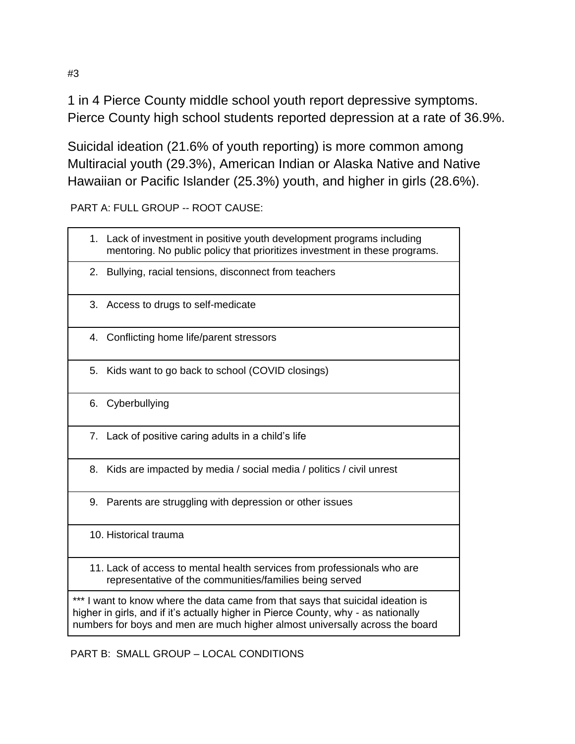#3

1 in 4 Pierce County middle school youth report depressive symptoms. Pierce County high school students reported depression at a rate of 36.9%.

Suicidal ideation (21.6% of youth reporting) is more common among Multiracial youth (29.3%), American Indian or Alaska Native and Native Hawaiian or Pacific Islander (25.3%) youth, and higher in girls (28.6%).

PART A: FULL GROUP -- ROOT CAUSE:

| |
|---|
| 1. Lack of investment in positive youth development programs including mentoring. No public policy that prioritizes investment in these programs. |
| 2. Bullying, racial tensions, disconnect from teachers |
| 3. Access to drugs to self-medicate |
| 4. Conflicting home life/parent stressors |
| 5. Kids want to go back to school (COVID closings) |
| 6. Cyberbullying |
| 7. Lack of positive caring adults in a child's life |
| 8. Kids are impacted by media / social media / politics / civil unrest |
| 9. Parents are struggling with depression or other issues |
| 10. Historical trauma |
| 11. Lack of access to mental health services from professionals who are representative of the communities/families being served |
| *** I want to know where the data came from that says that suicidal ideation is higher in girls, and if it's actually higher in Pierce County, why - as nationally numbers for boys and men are much higher almost universally across the board |

PART B: SMALL GROUP – LOCAL CONDITIONS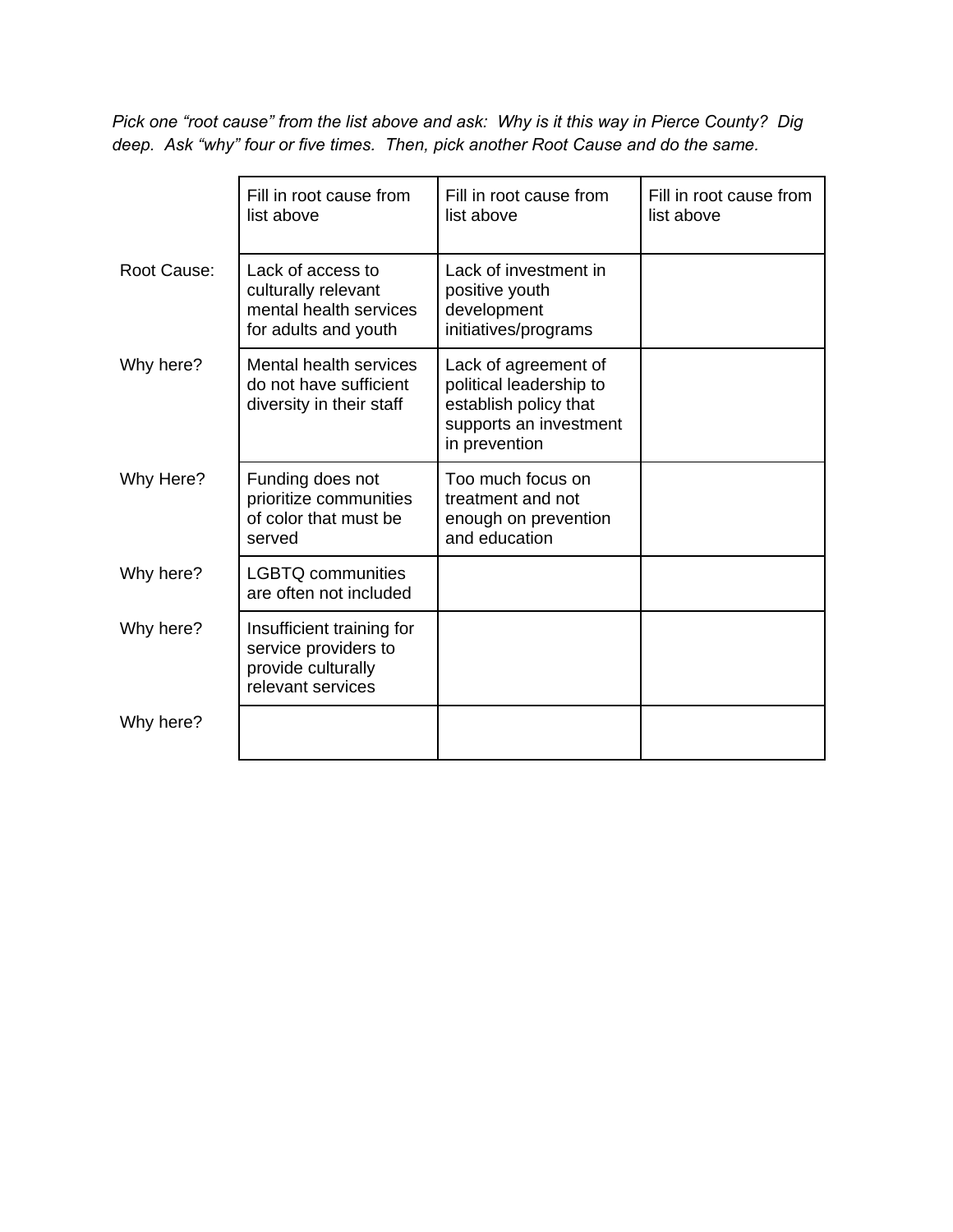*Pick one "root cause" from the list above and ask: Why is it this way in Pierce County? Dig deep. Ask "why" four or five times. Then, pick another Root Cause and do the same.*

| | Fill in root cause from list above | Fill in root cause from list above | Fill in root cause from list above |
|---|---|---|---|
| Root Cause: | Lack of access to culturally relevant mental health services for adults and youth | Lack of investment in positive youth development initiatives/programs | |
| Why here? | Mental health services do not have sufficient diversity in their staff | Lack of agreement of political leadership to establish policy that supports an investment in prevention | |
| Why Here? | Funding does not prioritize communities of color that must be served | Too much focus on treatment and not enough on prevention and education | |
| Why here? | LGBTQ communities are often not included | | |
| Why here? | Insufficient training for service providers to provide culturally relevant services | | |
| Why here? | | | |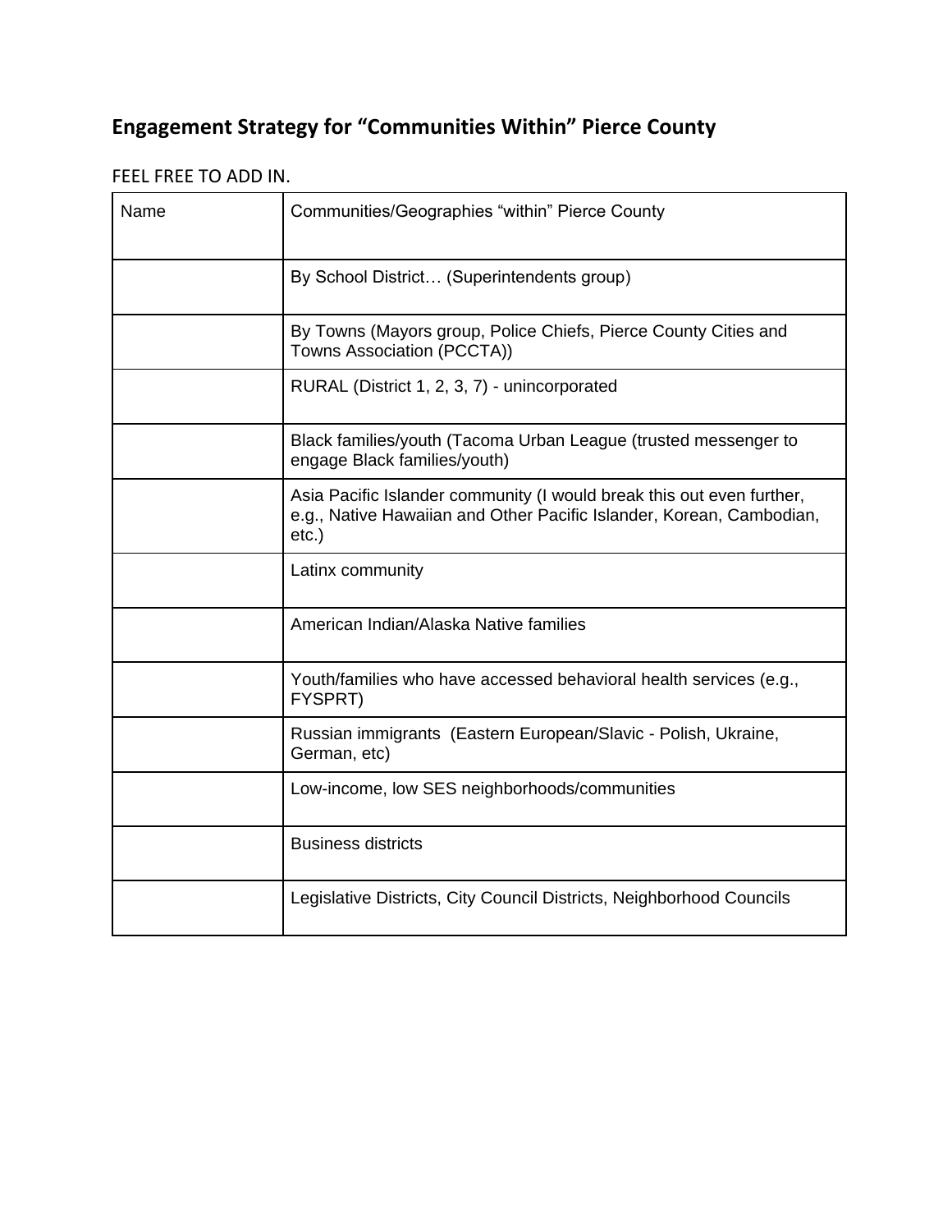## Engagement Strategy for "Communities Within" Pierce County

FEEL FREE TO ADD IN.

| Name | Communities/Geographies "within" Pierce County |
|---|---|
| | By School District… (Superintendents group) |
| | By Towns (Mayors group, Police Chiefs, Pierce County Cities and Towns Association (PCCTA)) |
| | RURAL (District 1, 2, 3, 7) - unincorporated |
| | Black families/youth (Tacoma Urban League (trusted messenger to engage Black families/youth) |
| | Asia Pacific Islander community (I would break this out even further, e.g., Native Hawaiian and Other Pacific Islander, Korean, Cambodian, etc.) |
| | Latinx community |
| | American Indian/Alaska Native families |
| | Youth/families who have accessed behavioral health services (e.g., FYSPRT) |
| | Russian immigrants (Eastern European/Slavic - Polish, Ukraine, German, etc) |
| | Low-income, low SES neighborhoods/communities |
| | Business districts |
| | Legislative Districts, City Council Districts, Neighborhood Councils |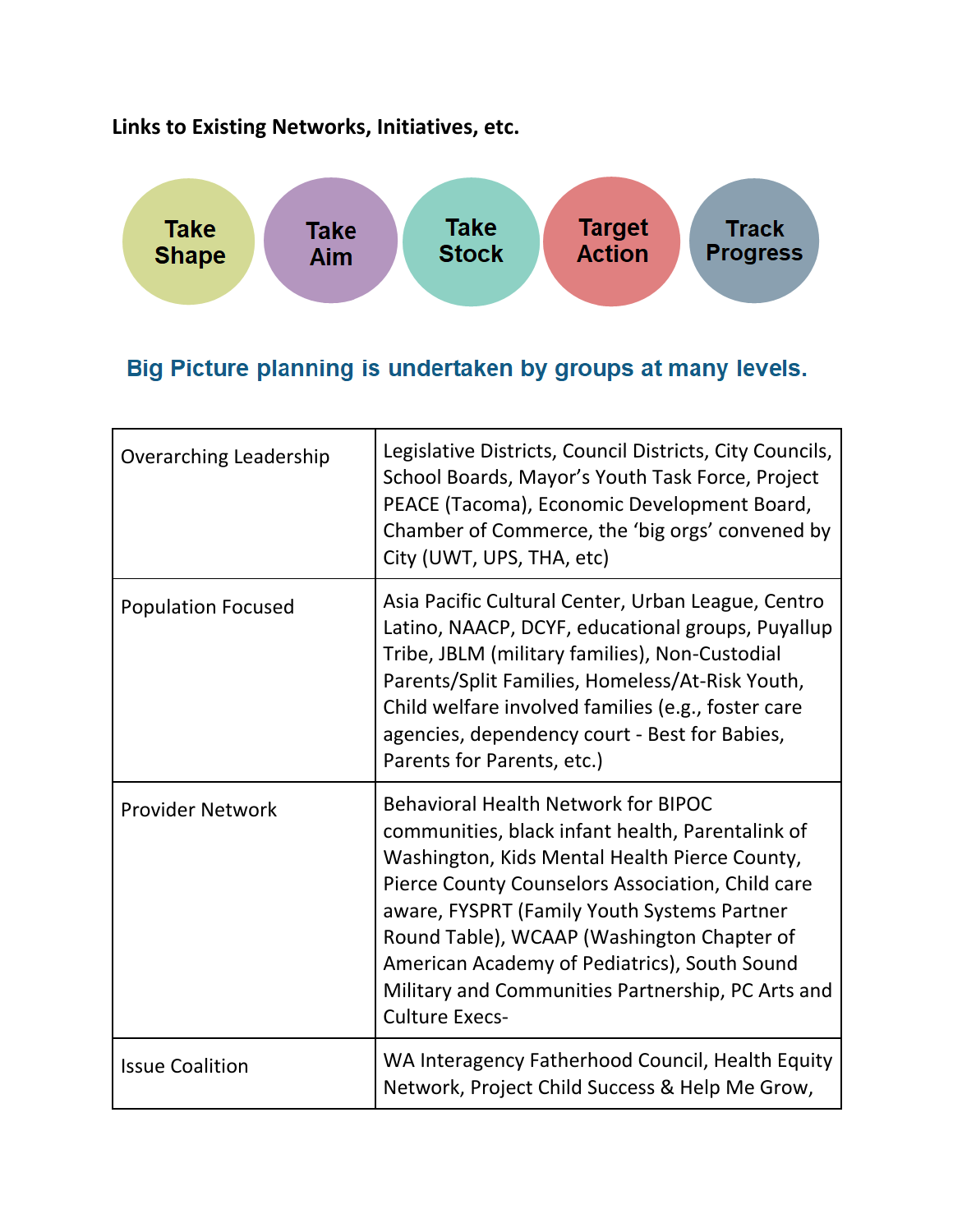**Links to Existing Networks, Initiatives, etc.**

Take Shape | Take Aim | Take Stock | Target Action | Track Progress

### Big Picture planning is undertaken by groups at many levels.

| | |
|---|---|
| Overarching Leadership | Legislative Districts, Council Districts, City Councils, School Boards, Mayor's Youth Task Force, Project PEACE (Tacoma), Economic Development Board, Chamber of Commerce, the 'big orgs' convened by City (UWT, UPS, THA, etc) |
| Population Focused | Asia Pacific Cultural Center, Urban League, Centro Latino, NAACP, DCYF, educational groups, Puyallup Tribe, JBLM (military families), Non-Custodial Parents/Split Families, Homeless/At-Risk Youth, Child welfare involved families (e.g., foster care agencies, dependency court - Best for Babies, Parents for Parents, etc.) |
| Provider Network | Behavioral Health Network for BIPOC communities, black infant health, Parentalink of Washington, Kids Mental Health Pierce County, Pierce County Counselors Association, Child care aware, FYSPRT (Family Youth Systems Partner Round Table), WCAAP (Washington Chapter of American Academy of Pediatrics), South Sound Military and Communities Partnership, PC Arts and Culture Execs- |
| Issue Coalition | WA Interagency Fatherhood Council, Health Equity Network, Project Child Success & Help Me Grow, |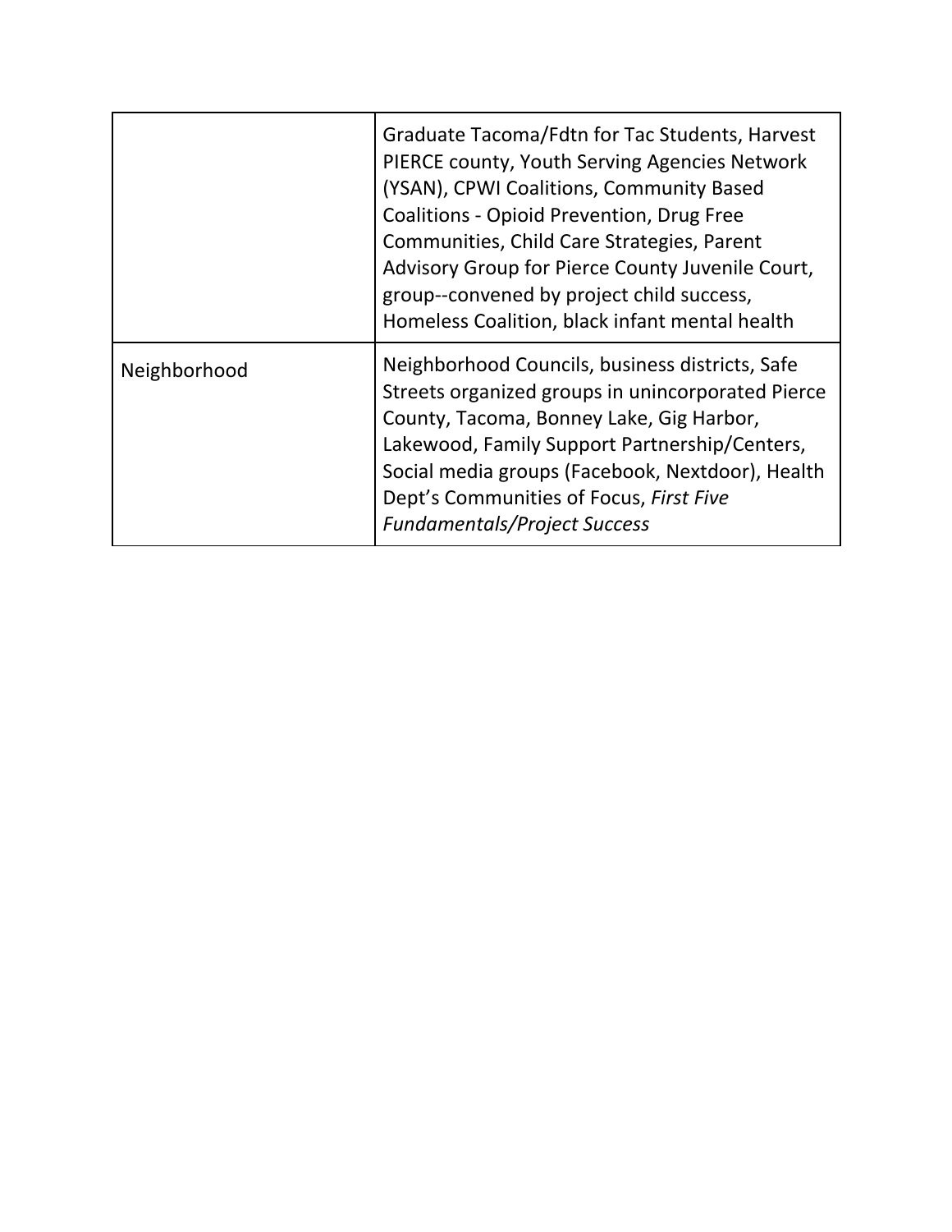| | |
|---|---|
| | Graduate Tacoma/Fdtn for Tac Students, Harvest PIERCE county, Youth Serving Agencies Network (YSAN), CPWI Coalitions, Community Based Coalitions - Opioid Prevention, Drug Free Communities, Child Care Strategies, Parent Advisory Group for Pierce County Juvenile Court, group--convened by project child success, Homeless Coalition, black infant mental health |
| Neighborhood | Neighborhood Councils, business districts, Safe Streets organized groups in unincorporated Pierce County, Tacoma, Bonney Lake, Gig Harbor, Lakewood, Family Support Partnership/Centers, Social media groups (Facebook, Nextdoor), Health Dept's Communities of Focus, *First Five Fundamentals/Project Success* |